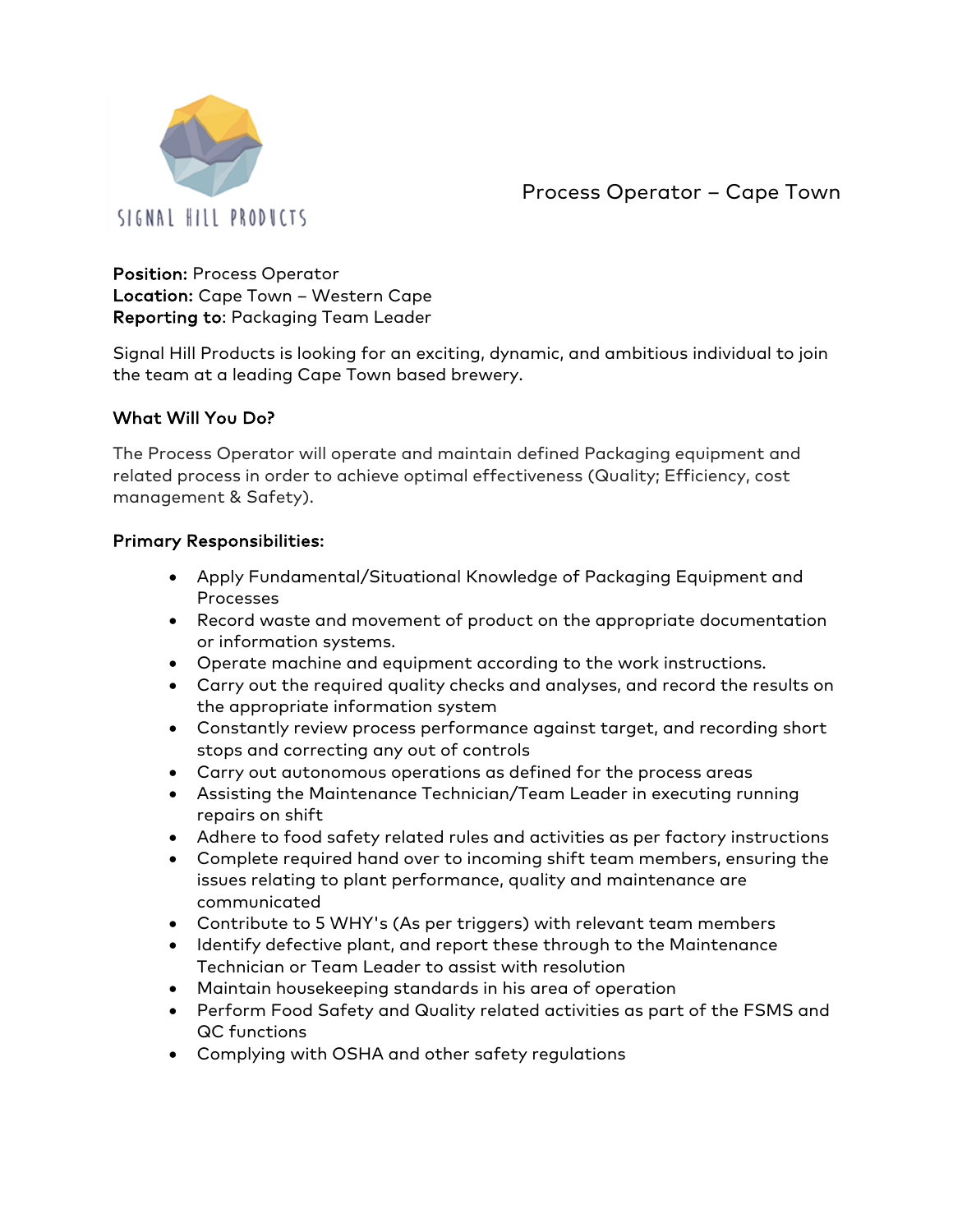SIGNAL HILL PRODUCTS

# Process Operator – Cape Town

**Position:** Process Operator
**Location:** Cape Town – Western Cape
**Reporting to**: Packaging Team Leader

Signal Hill Products is looking for an exciting, dynamic, and ambitious individual to join the team at a leading Cape Town based brewery.

## What Will You Do?

The Process Operator will operate and maintain defined Packaging equipment and related process in order to achieve optimal effectiveness (Quality; Efficiency, cost management & Safety).

## Primary Responsibilities:

- Apply Fundamental/Situational Knowledge of Packaging Equipment and Processes
- Record waste and movement of product on the appropriate documentation or information systems.
- Operate machine and equipment according to the work instructions.
- Carry out the required quality checks and analyses, and record the results on the appropriate information system
- Constantly review process performance against target, and recording short stops and correcting any out of controls
- Carry out autonomous operations as defined for the process areas
- Assisting the Maintenance Technician/Team Leader in executing running repairs on shift
- Adhere to food safety related rules and activities as per factory instructions
- Complete required hand over to incoming shift team members, ensuring the issues relating to plant performance, quality and maintenance are communicated
- Contribute to 5 WHY's (As per triggers) with relevant team members
- Identify defective plant, and report these through to the Maintenance Technician or Team Leader to assist with resolution
- Maintain housekeeping standards in his area of operation
- Perform Food Safety and Quality related activities as part of the FSMS and QC functions
- Complying with OSHA and other safety regulations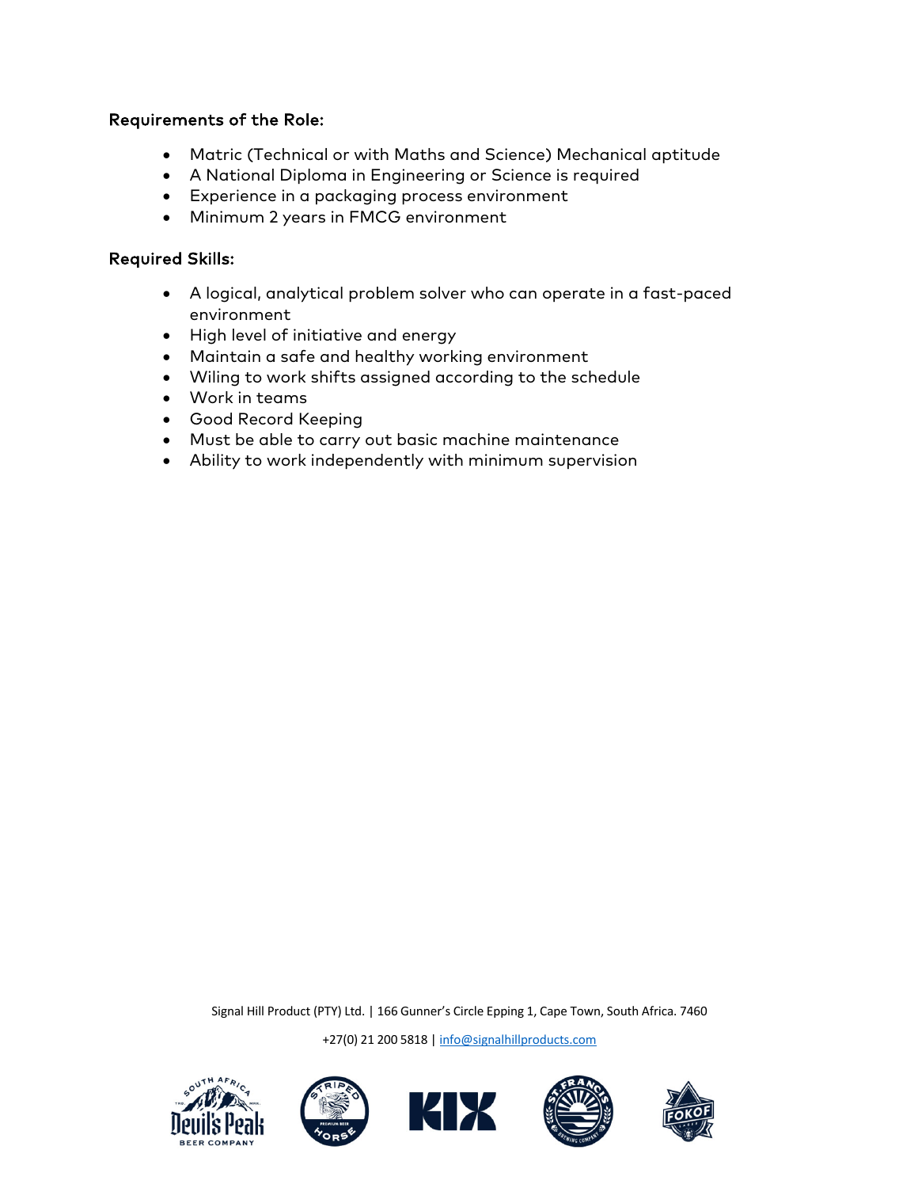**Requirements of the Role:**

- Matric (Technical or with Maths and Science) Mechanical aptitude
- A National Diploma in Engineering or Science is required
- Experience in a packaging process environment
- Minimum 2 years in FMCG environment

**Required Skills:**

- A logical, analytical problem solver who can operate in a fast-paced environment
- High level of initiative and energy
- Maintain a safe and healthy working environment
- Wiling to work shifts assigned according to the schedule
- Work in teams
- Good Record Keeping
- Must be able to carry out basic machine maintenance
- Ability to work independently with minimum supervision